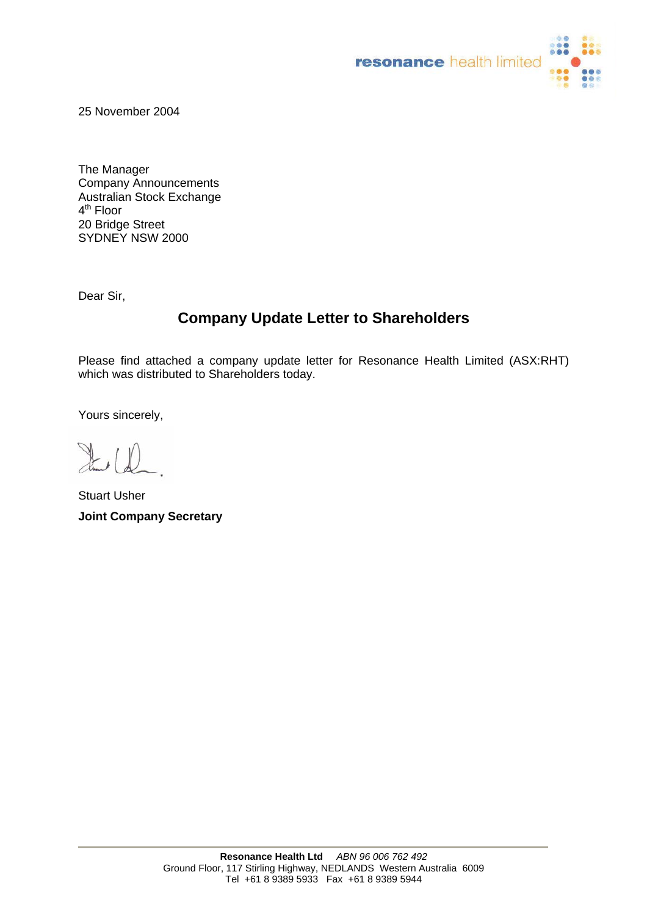resonance health limited

25 November 2004

The Manager
Company Announcements
Australian Stock Exchange
4th Floor
20 Bridge Street
SYDNEY NSW 2000

Dear Sir,

## Company Update Letter to Shareholders

Please find attached a company update letter for Resonance Health Limited (ASX:RHT) which was distributed to Shareholders today.

Yours sincerely,

Stuart Usher
**Joint Company Secretary**

**Resonance Health Ltd** *ABN 96 006 762 492*
Ground Floor, 117 Stirling Highway, NEDLANDS Western Australia 6009
Tel +61 8 9389 5933 Fax +61 8 9389 5944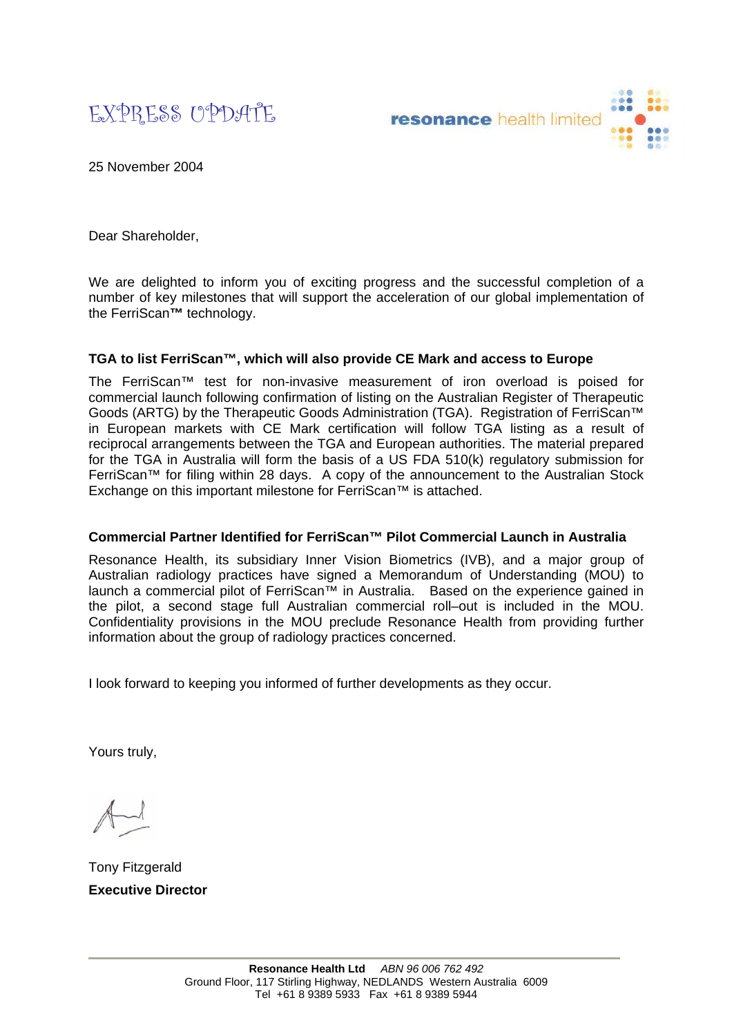EXPRESS UPDATE

resonance health limited

25 November 2004

Dear Shareholder,

We are delighted to inform you of exciting progress and the successful completion of a number of key milestones that will support the acceleration of our global implementation of the FerriScan**™** technology.

### TGA to list FerriScan™, which will also provide CE Mark and access to Europe

The FerriScan™ test for non-invasive measurement of iron overload is poised for commercial launch following confirmation of listing on the Australian Register of Therapeutic Goods (ARTG) by the Therapeutic Goods Administration (TGA). Registration of FerriScan™ in European markets with CE Mark certification will follow TGA listing as a result of reciprocal arrangements between the TGA and European authorities. The material prepared for the TGA in Australia will form the basis of a US FDA 510(k) regulatory submission for FerriScan™ for filing within 28 days. A copy of the announcement to the Australian Stock Exchange on this important milestone for FerriScan™ is attached.

### Commercial Partner Identified for FerriScan™ Pilot Commercial Launch in Australia

Resonance Health, its subsidiary Inner Vision Biometrics (IVB), and a major group of Australian radiology practices have signed a Memorandum of Understanding (MOU) to launch a commercial pilot of FerriScan™ in Australia. Based on the experience gained in the pilot, a second stage full Australian commercial roll–out is included in the MOU. Confidentiality provisions in the MOU preclude Resonance Health from providing further information about the group of radiology practices concerned.

I look forward to keeping you informed of further developments as they occur.

Yours truly,

Tony Fitzgerald
**Executive Director**

**Resonance Health Ltd** *ABN 96 006 762 492*
Ground Floor, 117 Stirling Highway, NEDLANDS Western Australia 6009
Tel +61 8 9389 5933 Fax +61 8 9389 5944